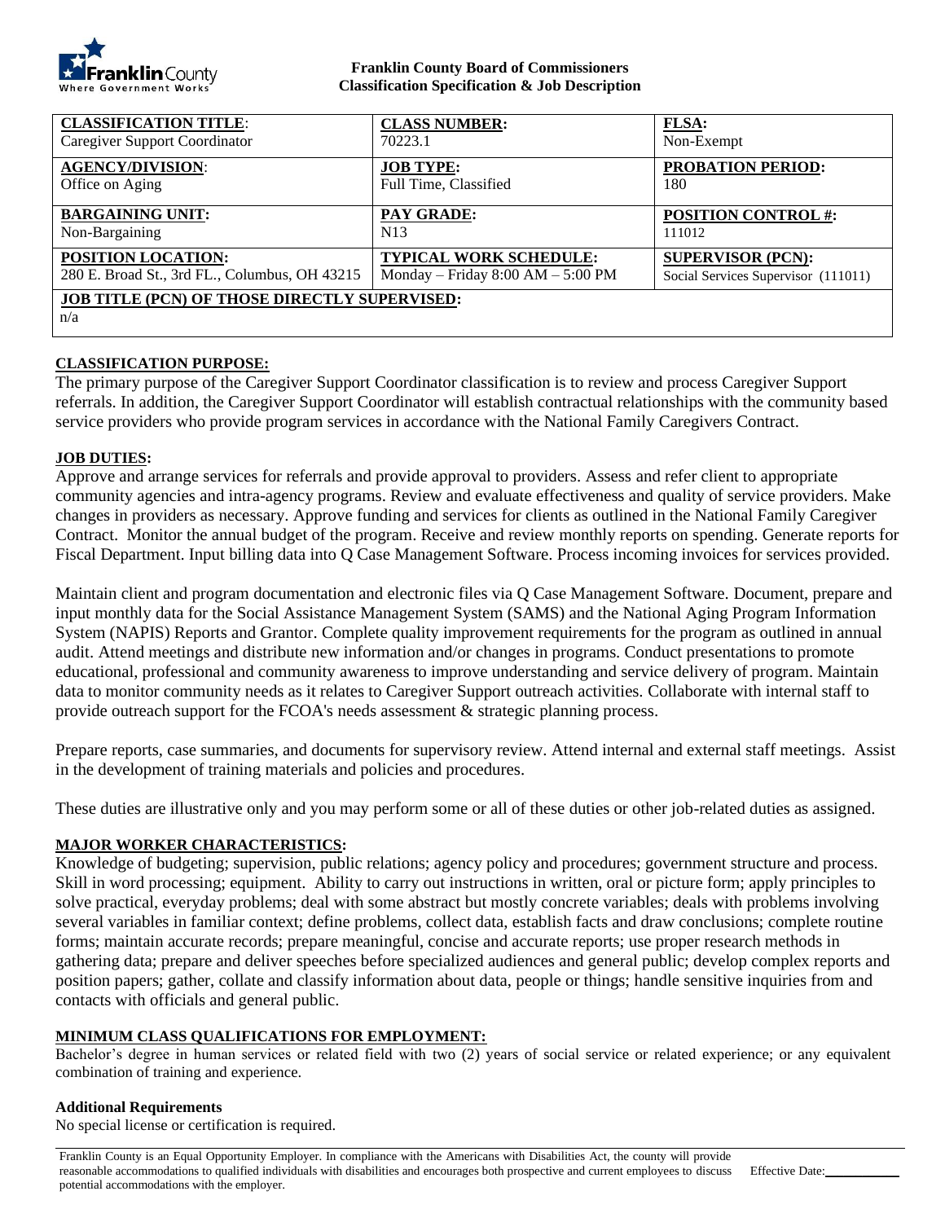**Franklin County Board of Commissioners**
**Classification Specification & Job Description**

| **CLASSIFICATION TITLE**: Caregiver Support Coordinator | **CLASS NUMBER:** 70223.1 | **FLSA:** Non-Exempt |
|---|---|---|
| **AGENCY/DIVISION**: Office on Aging | **JOB TYPE:** Full Time, Classified | **PROBATION PERIOD:** 180 |
| **BARGAINING UNIT:** Non-Bargaining | **PAY GRADE:** N13 | **POSITION CONTROL #:** 111012 |
| **POSITION LOCATION:** 280 E. Broad St., 3rd FL., Columbus, OH 43215 | **TYPICAL WORK SCHEDULE:** Monday – Friday 8:00 AM – 5:00 PM | **SUPERVISOR (PCN):** Social Services Supervisor (111011) |
| **JOB TITLE (PCN) OF THOSE DIRECTLY SUPERVISED:** n/a | | |

**CLASSIFICATION PURPOSE:**

The primary purpose of the Caregiver Support Coordinator classification is to review and process Caregiver Support referrals. In addition, the Caregiver Support Coordinator will establish contractual relationships with the community based service providers who provide program services in accordance with the National Family Caregivers Contract.

**JOB DUTIES:**

Approve and arrange services for referrals and provide approval to providers. Assess and refer client to appropriate community agencies and intra-agency programs. Review and evaluate effectiveness and quality of service providers. Make changes in providers as necessary. Approve funding and services for clients as outlined in the National Family Caregiver Contract. Monitor the annual budget of the program. Receive and review monthly reports on spending. Generate reports for Fiscal Department. Input billing data into Q Case Management Software. Process incoming invoices for services provided.

Maintain client and program documentation and electronic files via Q Case Management Software. Document, prepare and input monthly data for the Social Assistance Management System (SAMS) and the National Aging Program Information System (NAPIS) Reports and Grantor. Complete quality improvement requirements for the program as outlined in annual audit. Attend meetings and distribute new information and/or changes in programs. Conduct presentations to promote educational, professional and community awareness to improve understanding and service delivery of program. Maintain data to monitor community needs as it relates to Caregiver Support outreach activities. Collaborate with internal staff to provide outreach support for the FCOA's needs assessment & strategic planning process.

Prepare reports, case summaries, and documents for supervisory review. Attend internal and external staff meetings. Assist in the development of training materials and policies and procedures.

These duties are illustrative only and you may perform some or all of these duties or other job-related duties as assigned.

**MAJOR WORKER CHARACTERISTICS:**

Knowledge of budgeting; supervision, public relations; agency policy and procedures; government structure and process. Skill in word processing; equipment. Ability to carry out instructions in written, oral or picture form; apply principles to solve practical, everyday problems; deal with some abstract but mostly concrete variables; deals with problems involving several variables in familiar context; define problems, collect data, establish facts and draw conclusions; complete routine forms; maintain accurate records; prepare meaningful, concise and accurate reports; use proper research methods in gathering data; prepare and deliver speeches before specialized audiences and general public; develop complex reports and position papers; gather, collate and classify information about data, people or things; handle sensitive inquiries from and contacts with officials and general public.

**MINIMUM CLASS QUALIFICATIONS FOR EMPLOYMENT:**

Bachelor's degree in human services or related field with two (2) years of social service or related experience; or any equivalent combination of training and experience.

**Additional Requirements**

No special license or certification is required.

Franklin County is an Equal Opportunity Employer. In compliance with the Americans with Disabilities Act, the county will provide reasonable accommodations to qualified individuals with disabilities and encourages both prospective and current employees to discuss potential accommodations with the employer.

Effective Date: ____________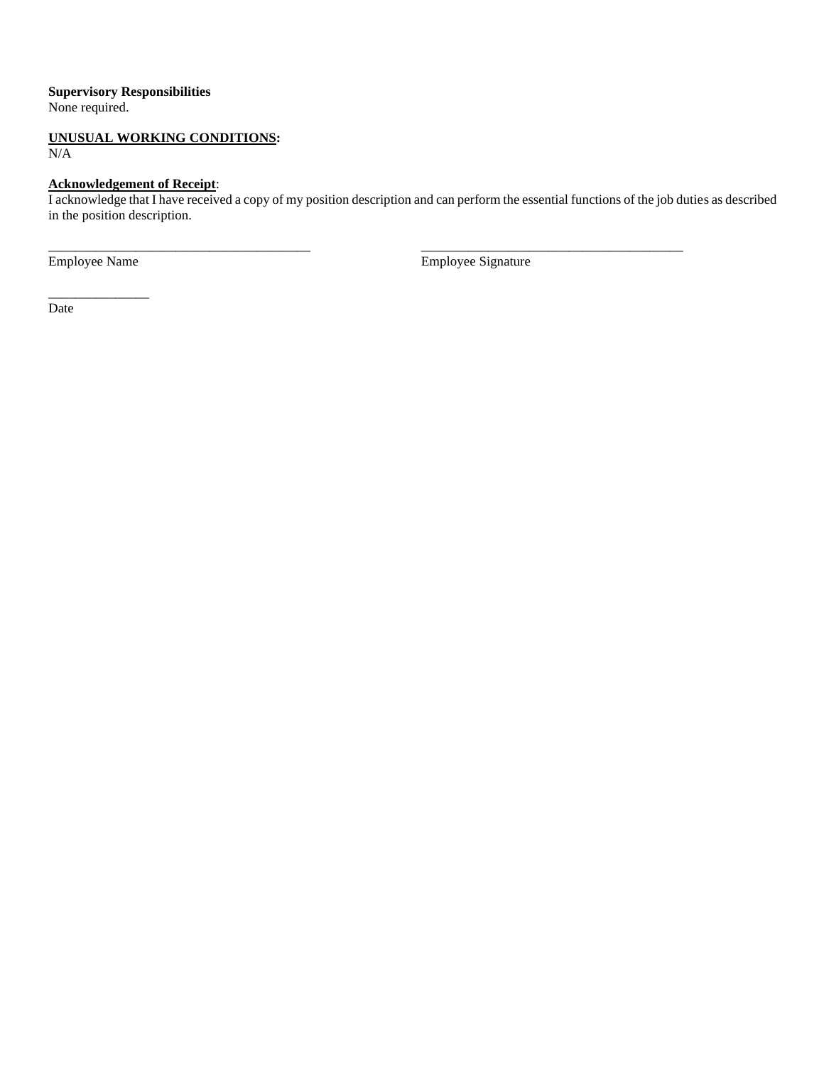**Supervisory Responsibilities**
None required.

**UNUSUAL WORKING CONDITIONS:**
N/A

**Acknowledgement of Receipt**:
I acknowledge that I have received a copy of my position description and can perform the essential functions of the job duties as described in the position description.

_______________________________________ _______________________________________
Employee Name Employee Signature

_______________
Date